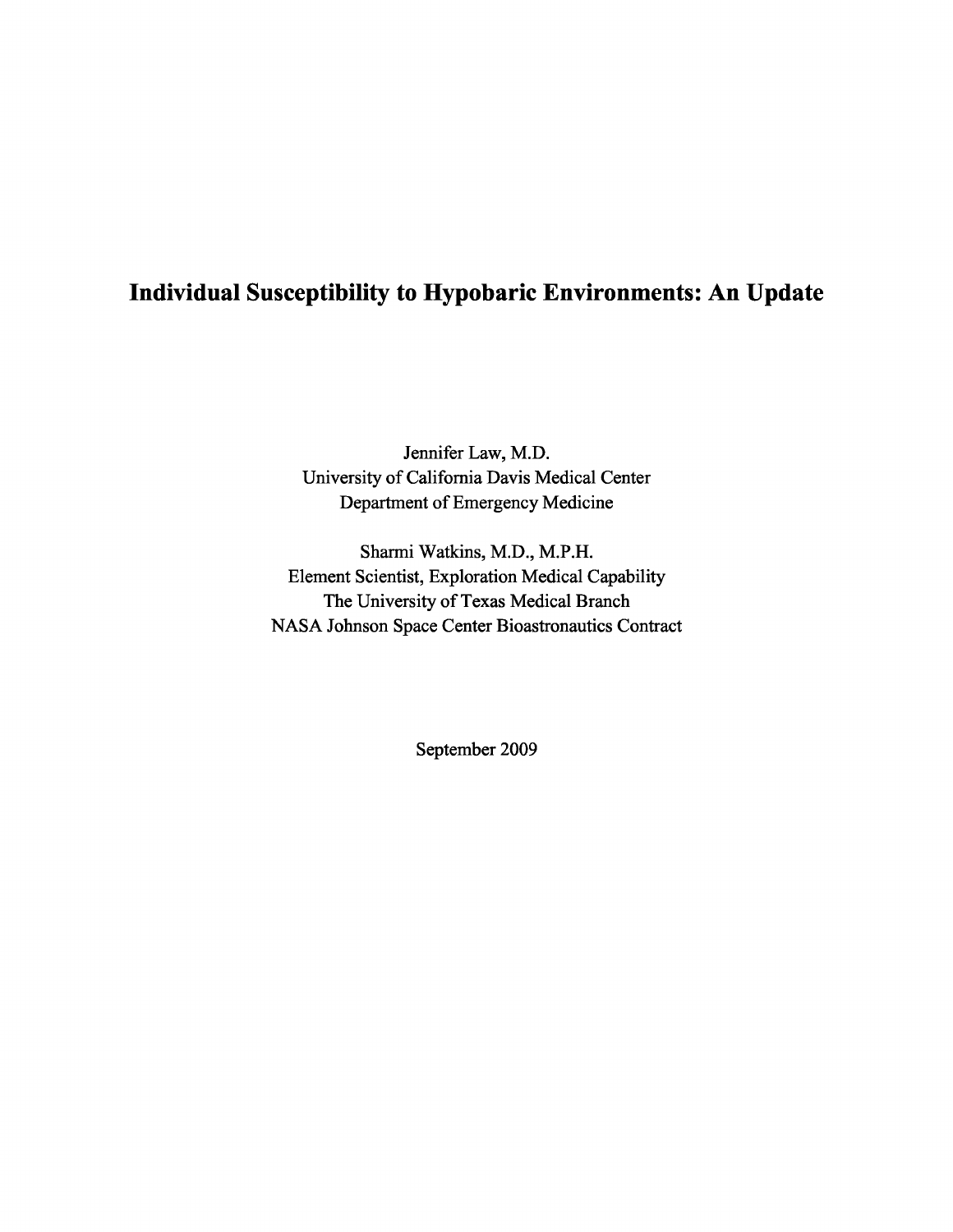# Individual Susceptibility to Hypobaric Environments: An Update

Jennifer Law, M.D.
University of California Davis Medical Center
Department of Emergency Medicine

Sharmi Watkins, M.D., M.P.H.
Element Scientist, Exploration Medical Capability
The University of Texas Medical Branch
NASA Johnson Space Center Bioastronautics Contract

September 2009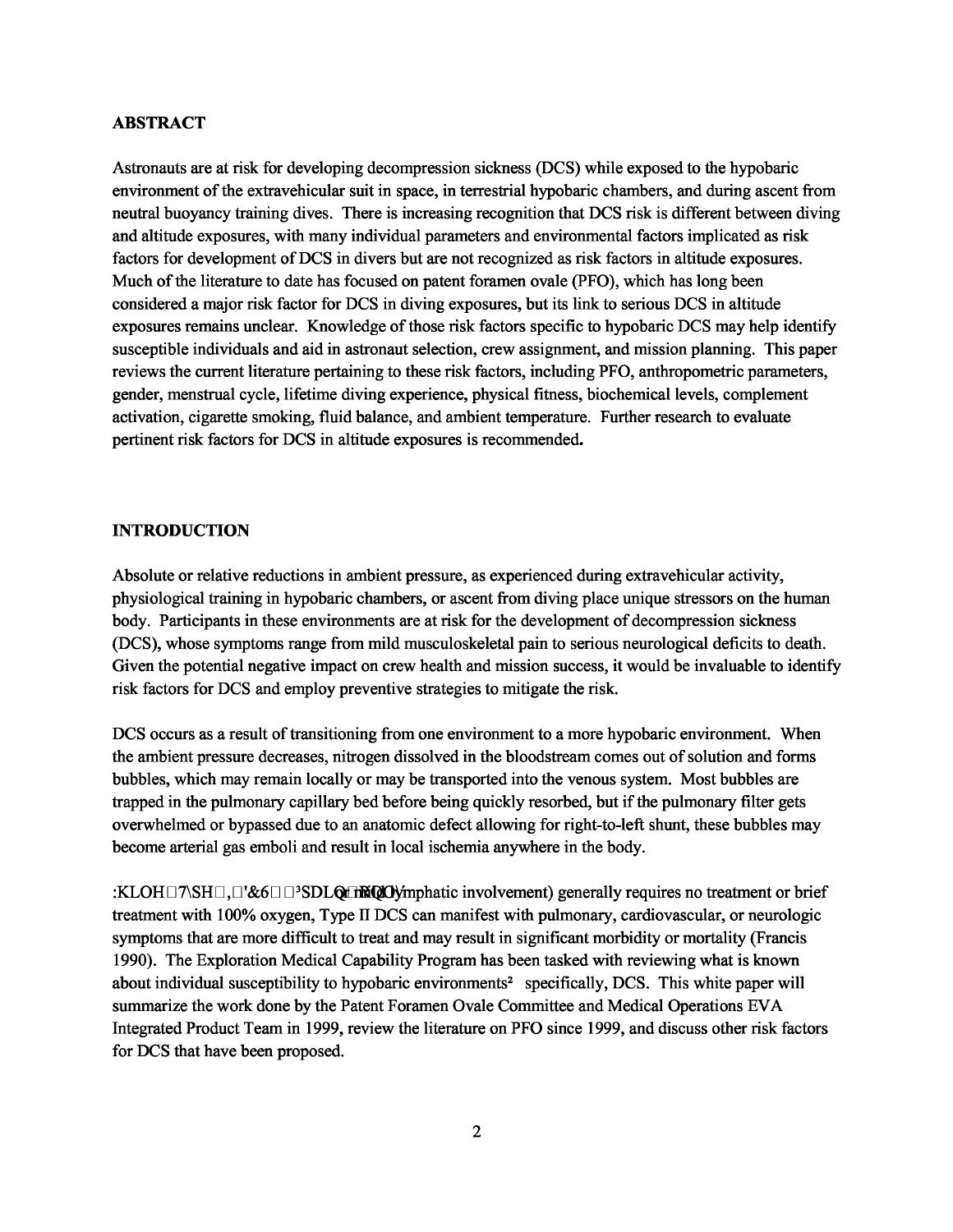## ABSTRACT

Astronauts are at risk for developing decompression sickness (DCS) while exposed to the hypobaric environment of the extravehicular suit in space, in terrestrial hypobaric chambers, and during ascent from neutral buoyancy training dives. There is increasing recognition that DCS risk is different between diving and altitude exposures, with many individual parameters and environmental factors implicated as risk factors for development of DCS in divers but are not recognized as risk factors in altitude exposures. Much of the literature to date has focused on patent foramen ovale (PFO), which has long been considered a major risk factor for DCS in diving exposures, but its link to serious DCS in altitude exposures remains unclear. Knowledge of those risk factors specific to hypobaric DCS may help identify susceptible individuals and aid in astronaut selection, crew assignment, and mission planning. This paper reviews the current literature pertaining to these risk factors, including PFO, anthropometric parameters, gender, menstrual cycle, lifetime diving experience, physical fitness, biochemical levels, complement activation, cigarette smoking, fluid balance, and ambient temperature. Further research to evaluate pertinent risk factors for DCS in altitude exposures is recommended.

## INTRODUCTION

Absolute or relative reductions in ambient pressure, as experienced during extravehicular activity, physiological training in hypobaric chambers, or ascent from diving place unique stressors on the human body. Participants in these environments are at risk for the development of decompression sickness (DCS), whose symptoms range from mild musculoskeletal pain to serious neurological deficits to death. Given the potential negative impact on crew health and mission success, it would be invaluable to identify risk factors for DCS and employ preventive strategies to mitigate the risk.

DCS occurs as a result of transitioning from one environment to a more hypobaric environment. When the ambient pressure decreases, nitrogen dissolved in the bloodstream comes out of solution and forms bubbles, which may remain locally or may be transported into the venous system. Most bubbles are trapped in the pulmonary capillary bed before being quickly resorbed, but if the pulmonary filter gets overwhelmed or bypassed due to an anatomic defect allowing for right-to-left shunt, these bubbles may become arterial gas emboli and result in local ischemia anywhere in the body.

While Type I DCS (“pain only” or lymphatic involvement) generally requires no treatment or brief treatment with 100% oxygen, Type II DCS can manifest with pulmonary, cardiovascular, or neurologic symptoms that are more difficult to treat and may result in significant morbidity or mortality (Francis 1990). The Exploration Medical Capability Program has been tasked with reviewing what is known about individual susceptibility to hypobaric environments— specifically, DCS. This white paper will summarize the work done by the Patent Foramen Ovale Committee and Medical Operations EVA Integrated Product Team in 1999, review the literature on PFO since 1999, and discuss other risk factors for DCS that have been proposed.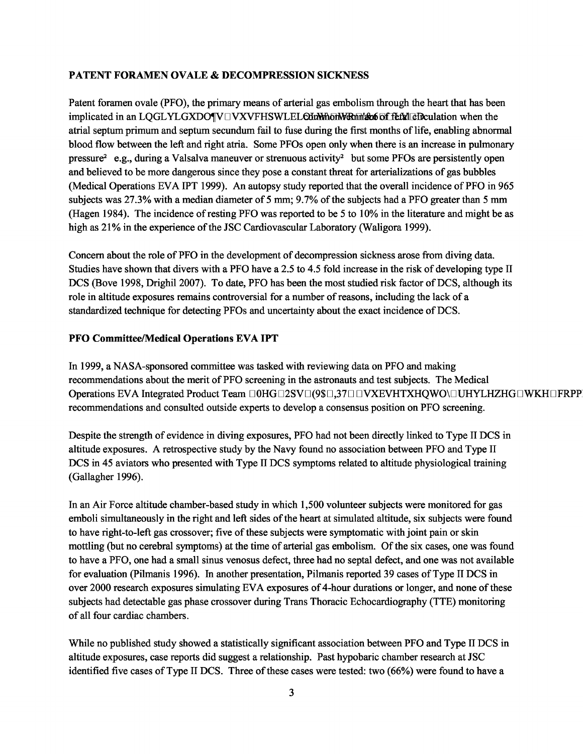**PATENT FORAMEN OVALE & DECOMPRESSION SICKNESS**

Patent foramen ovale (PFO), the primary means of arterial gas embolism through the heart that has been implicated in an individual's susceptibility to DCS, is a common remnant of fetal circulation when the atrial septum primum and septum secundum fail to fuse during the first months of life, enabling abnormal blood flow between the left and right atria. Some PFOs open only when there is an increase in pulmonary pressure—e.g., during a Valsalva maneuver or strenuous activity—but some PFOs are persistently open and believed to be more dangerous since they pose a constant threat for arterializations of gas bubbles (Medical Operations EVA IPT 1999). An autopsy study reported that the overall incidence of PFO in 965 subjects was 27.3% with a median diameter of 5 mm; 9.7% of the subjects had a PFO greater than 5 mm (Hagen 1984). The incidence of resting PFO was reported to be 5 to 10% in the literature and might be as high as 21% in the experience of the JSC Cardiovascular Laboratory (Waligora 1999).

Concern about the role of PFO in the development of decompression sickness arose from diving data. Studies have shown that divers with a PFO have a 2.5 to 4.5 fold increase in the risk of developing type II DCS (Bove 1998, Drighil 2007). To date, PFO has been the most studied risk factor of DCS, although its role in altitude exposures remains controversial for a number of reasons, including the lack of a standardized technique for detecting PFOs and uncertainty about the exact incidence of DCS.

**PFO Committee/Medical Operations EVA IPT**

In 1999, a NASA-sponsored committee was tasked with reviewing data on PFO and making recommendations about the merit of PFO screening in the astronauts and test subjects. The Medical Operations EVA Integrated Product Team (Med Ops EVA IPT) subsequently reviewed the committee's recommendations and consulted outside experts to develop a consensus position on PFO screening.

Despite the strength of evidence in diving exposures, PFO had not been directly linked to Type II DCS in altitude exposures. A retrospective study by the Navy found no association between PFO and Type II DCS in 45 aviators who presented with Type II DCS symptoms related to altitude physiological training (Gallagher 1996).

In an Air Force altitude chamber-based study in which 1,500 volunteer subjects were monitored for gas emboli simultaneously in the right and left sides of the heart at simulated altitude, six subjects were found to have right-to-left gas crossover; five of these subjects were symptomatic with joint pain or skin mottling (but no cerebral symptoms) at the time of arterial gas embolism. Of the six cases, one was found to have a PFO, one had a small sinus venosus defect, three had no septal defect, and one was not available for evaluation (Pilmanis 1996). In another presentation, Pilmanis reported 39 cases of Type II DCS in over 2000 research exposures simulating EVA exposures of 4-hour durations or longer, and none of these subjects had detectable gas phase crossover during Trans Thoracic Echocardiography (TTE) monitoring of all four cardiac chambers.

While no published study showed a statistically significant association between PFO and Type II DCS in altitude exposures, case reports did suggest a relationship. Past hypobaric chamber research at JSC identified five cases of Type II DCS. Three of these cases were tested: two (66%) were found to have a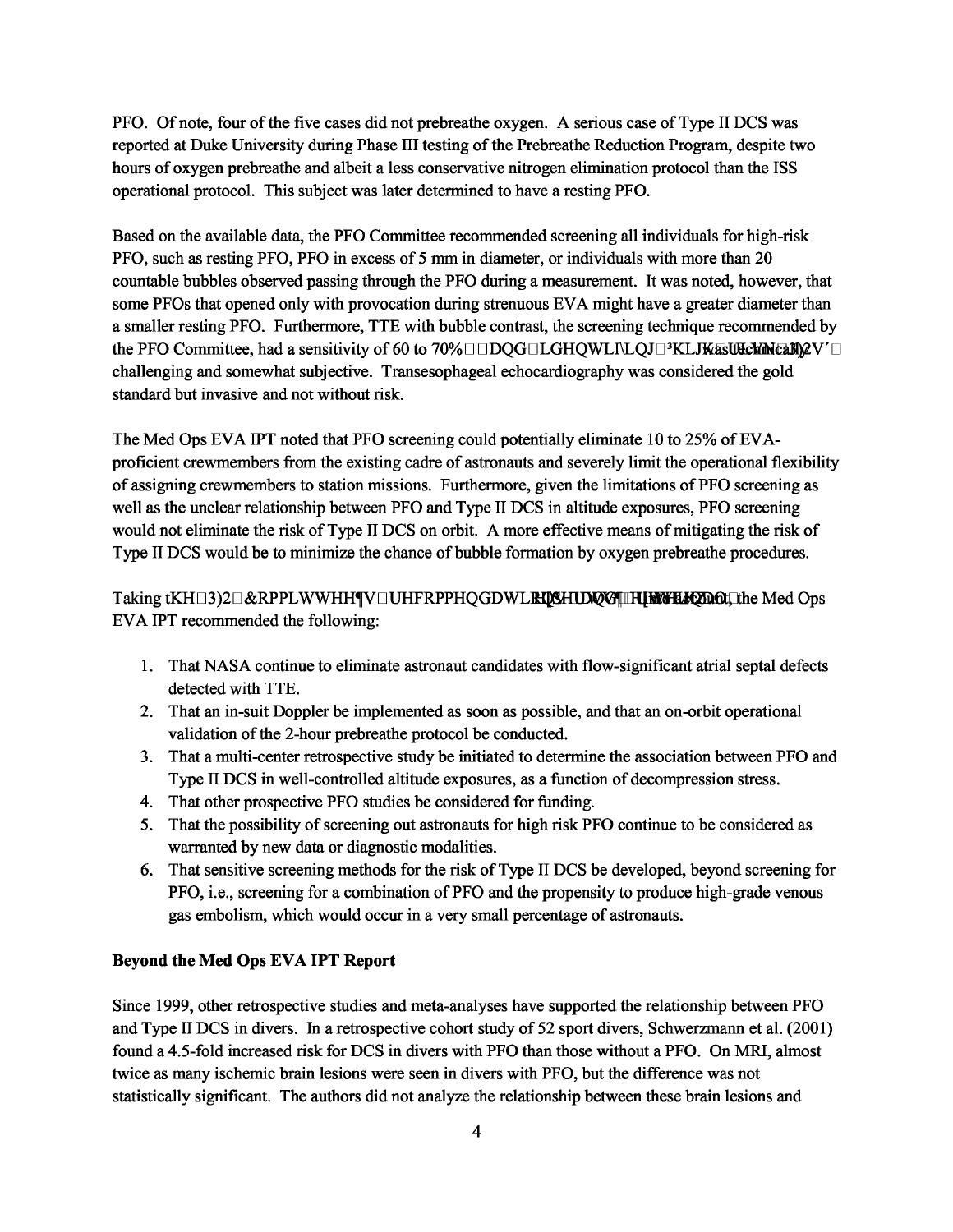PFO. Of note, four of the five cases did not prebreathe oxygen. A serious case of Type II DCS was reported at Duke University during Phase III testing of the Prebreathe Reduction Program, despite two hours of oxygen prebreathe and albeit a less conservative nitrogen elimination protocol than the ISS operational protocol. This subject was later determined to have a resting PFO.

Based on the available data, the PFO Committee recommended screening all individuals for high-risk PFO, such as resting PFO, PFO in excess of 5 mm in diameter, or individuals with more than 20 countable bubbles observed passing through the PFO during a measurement. It was noted, however, that some PFOs that opened only with provocation during strenuous EVA might have a greater diameter than a smaller resting PFO. Furthermore, TTE with bubble contrast, the screening technique recommended by the PFO Committee, had a sensitivity of 60 to 70%, and identifying "high flow PFOs" was technically challenging and somewhat subjective. Transesophageal echocardiography was considered the gold standard but invasive and not without risk.

The Med Ops EVA IPT noted that PFO screening could potentially eliminate 10 to 25% of EVA-proficient crewmembers from the existing cadre of astronauts and severely limit the operational flexibility of assigning crewmembers to station missions. Furthermore, given the limitations of PFO screening as well as the unclear relationship between PFO and Type II DCS in altitude exposures, PFO screening would not eliminate the risk of Type II DCS on orbit. A more effective means of mitigating the risk of Type II DCS would be to minimize the chance of bubble formation by oxygen prebreathe procedures.

Taking the PFO Committee's recommendations into consideration, the Med Ops EVA IPT recommended the following:

1. That NASA continue to eliminate astronaut candidates with flow-significant atrial septal defects detected with TTE.
2. That an in-suit Doppler be implemented as soon as possible, and that an on-orbit operational validation of the 2-hour prebreathe protocol be conducted.
3. That a multi-center retrospective study be initiated to determine the association between PFO and Type II DCS in well-controlled altitude exposures, as a function of decompression stress.
4. That other prospective PFO studies be considered for funding.
5. That the possibility of screening out astronauts for high risk PFO continue to be considered as warranted by new data or diagnostic modalities.
6. That sensitive screening methods for the risk of Type II DCS be developed, beyond screening for PFO, i.e., screening for a combination of PFO and the propensity to produce high-grade venous gas embolism, which would occur in a very small percentage of astronauts.

**Beyond the Med Ops EVA IPT Report**

Since 1999, other retrospective studies and meta-analyses have supported the relationship between PFO and Type II DCS in divers. In a retrospective cohort study of 52 sport divers, Schwerzmann et al. (2001) found a 4.5-fold increased risk for DCS in divers with PFO than those without a PFO. On MRI, almost twice as many ischemic brain lesions were seen in divers with PFO, but the difference was not statistically significant. The authors did not analyze the relationship between these brain lesions and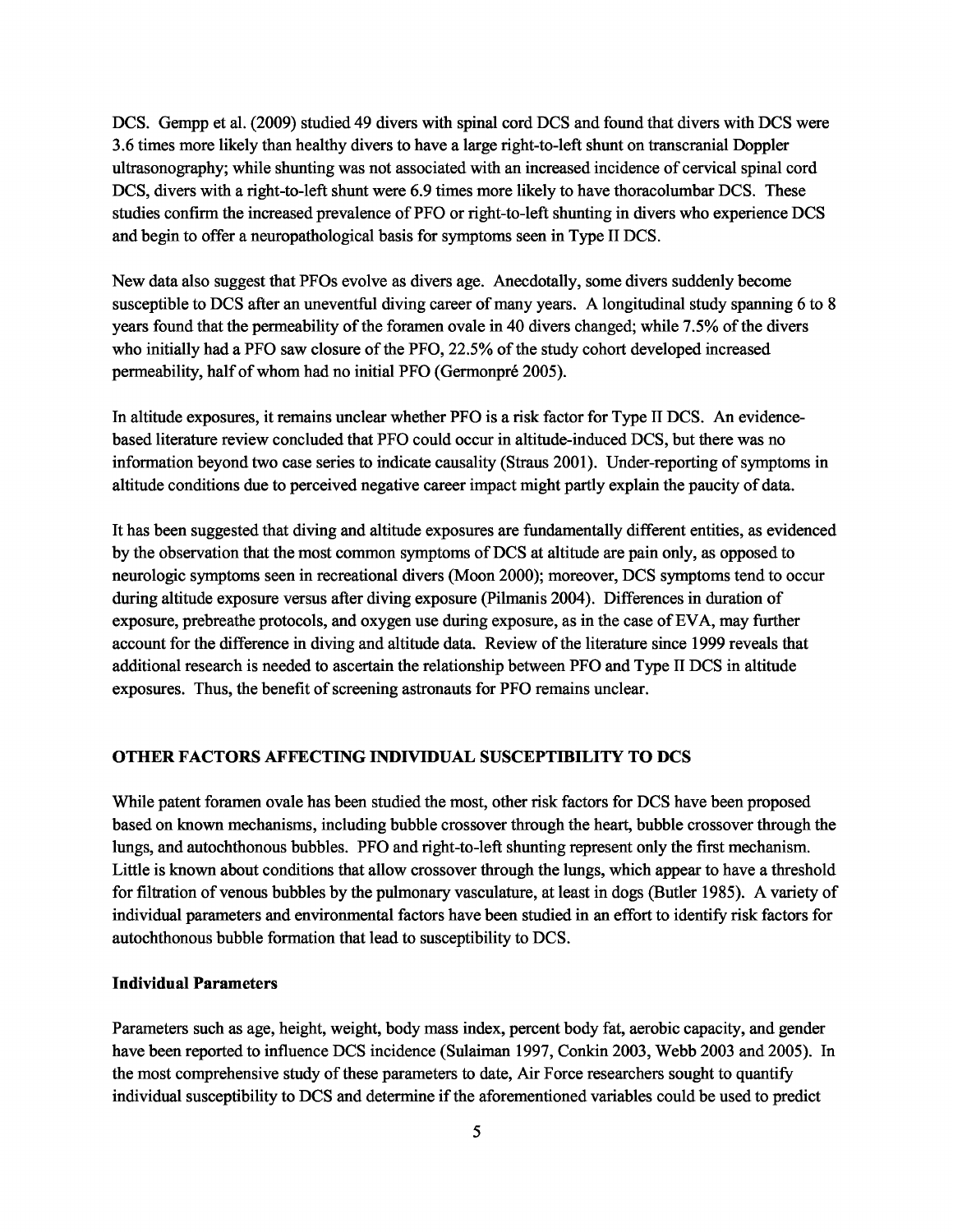DCS. Gempp et al. (2009) studied 49 divers with spinal cord DCS and found that divers with DCS were 3.6 times more likely than healthy divers to have a large right-to-left shunt on transcranial Doppler ultrasonography; while shunting was not associated with an increased incidence of cervical spinal cord DCS, divers with a right-to-left shunt were 6.9 times more likely to have thoracolumbar DCS. These studies confirm the increased prevalence of PFO or right-to-left shunting in divers who experience DCS and begin to offer a neuropathological basis for symptoms seen in Type II DCS.

New data also suggest that PFOs evolve as divers age. Anecdotally, some divers suddenly become susceptible to DCS after an uneventful diving career of many years. A longitudinal study spanning 6 to 8 years found that the permeability of the foramen ovale in 40 divers changed; while 7.5% of the divers who initially had a PFO saw closure of the PFO, 22.5% of the study cohort developed increased permeability, half of whom had no initial PFO (Germonpré 2005).

In altitude exposures, it remains unclear whether PFO is a risk factor for Type II DCS. An evidence-based literature review concluded that PFO could occur in altitude-induced DCS, but there was no information beyond two case series to indicate causality (Straus 2001). Under-reporting of symptoms in altitude conditions due to perceived negative career impact might partly explain the paucity of data.

It has been suggested that diving and altitude exposures are fundamentally different entities, as evidenced by the observation that the most common symptoms of DCS at altitude are pain only, as opposed to neurologic symptoms seen in recreational divers (Moon 2000); moreover, DCS symptoms tend to occur during altitude exposure versus after diving exposure (Pilmanis 2004). Differences in duration of exposure, prebreathe protocols, and oxygen use during exposure, as in the case of EVA, may further account for the difference in diving and altitude data. Review of the literature since 1999 reveals that additional research is needed to ascertain the relationship between PFO and Type II DCS in altitude exposures. Thus, the benefit of screening astronauts for PFO remains unclear.

## OTHER FACTORS AFFECTING INDIVIDUAL SUSCEPTIBILITY TO DCS

While patent foramen ovale has been studied the most, other risk factors for DCS have been proposed based on known mechanisms, including bubble crossover through the heart, bubble crossover through the lungs, and autochthonous bubbles. PFO and right-to-left shunting represent only the first mechanism. Little is known about conditions that allow crossover through the lungs, which appear to have a threshold for filtration of venous bubbles by the pulmonary vasculature, at least in dogs (Butler 1985). A variety of individual parameters and environmental factors have been studied in an effort to identify risk factors for autochthonous bubble formation that lead to susceptibility to DCS.

### Individual Parameters

Parameters such as age, height, weight, body mass index, percent body fat, aerobic capacity, and gender have been reported to influence DCS incidence (Sulaiman 1997, Conkin 2003, Webb 2003 and 2005). In the most comprehensive study of these parameters to date, Air Force researchers sought to quantify individual susceptibility to DCS and determine if the aforementioned variables could be used to predict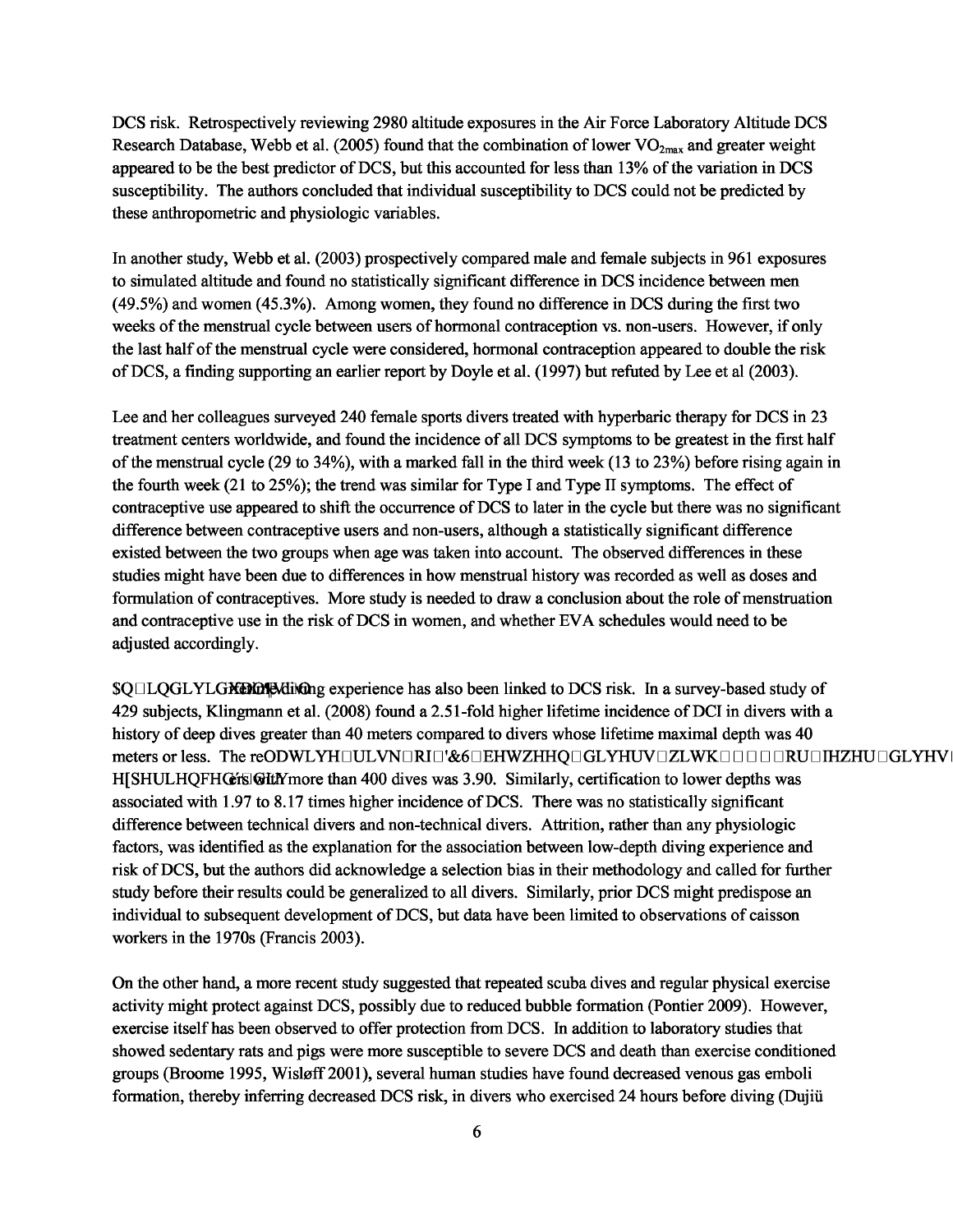DCS risk. Retrospectively reviewing 2980 altitude exposures in the Air Force Laboratory Altitude DCS Research Database, Webb et al. (2005) found that the combination of lower $VO_{2max}$ and greater weight appeared to be the best predictor of DCS, but this accounted for less than 13% of the variation in DCS susceptibility. The authors concluded that individual susceptibility to DCS could not be predicted by these anthropometric and physiologic variables.

In another study, Webb et al. (2003) prospectively compared male and female subjects in 961 exposures to simulated altitude and found no statistically significant difference in DCS incidence between men (49.5%) and women (45.3%). Among women, they found no difference in DCS during the first two weeks of the menstrual cycle between users of hormonal contraception vs. non-users. However, if only the last half of the menstrual cycle were considered, hormonal contraception appeared to double the risk of DCS, a finding supporting an earlier report by Doyle et al. (1997) but refuted by Lee et al (2003).

Lee and her colleagues surveyed 240 female sports divers treated with hyperbaric therapy for DCS in 23 treatment centers worldwide, and found the incidence of all DCS symptoms to be greatest in the first half of the menstrual cycle (29 to 34%), with a marked fall in the third week (13 to 23%) before rising again in the fourth week (21 to 25%); the trend was similar for Type I and Type II symptoms. The effect of contraceptive use appeared to shift the occurrence of DCS to later in the cycle but there was no significant difference between contraceptive users and non-users, although a statistically significant difference existed between the two groups when age was taken into account. The observed differences in these studies might have been due to differences in how menstrual history was recorded as well as doses and formulation of contraceptives. More study is needed to draw a conclusion about the role of menstruation and contraceptive use in the risk of DCS in women, and whether EVA schedules would need to be adjusted accordingly.

An individual's diving experience has also been linked to DCS risk. In a survey-based study of 429 subjects, Klingmann et al. (2008) found a 2.51-fold higher lifetime incidence of DCI in divers with a history of deep dives greater than 40 meters compared to divers whose lifetime maximal depth was 40 meters or less. The relative risk of DCS between divers with 400 or fewer dives and experienced divers with more than 400 dives was 3.90. Similarly, certification to lower depths was associated with 1.97 to 8.17 times higher incidence of DCS. There was no statistically significant difference between technical divers and non-technical divers. Attrition, rather than any physiologic factors, was identified as the explanation for the association between low-depth diving experience and risk of DCS, but the authors did acknowledge a selection bias in their methodology and called for further study before their results could be generalized to all divers. Similarly, prior DCS might predispose an individual to subsequent development of DCS, but data have been limited to observations of caisson workers in the 1970s (Francis 2003).

On the other hand, a more recent study suggested that repeated scuba dives and regular physical exercise activity might protect against DCS, possibly due to reduced bubble formation (Pontier 2009). However, exercise itself has been observed to offer protection from DCS. In addition to laboratory studies that showed sedentary rats and pigs were more susceptible to severe DCS and death than exercise conditioned groups (Broome 1995, Wisløff 2001), several human studies have found decreased venous gas emboli formation, thereby inferring decreased DCS risk, in divers who exercised 24 hours before diving (Dujiü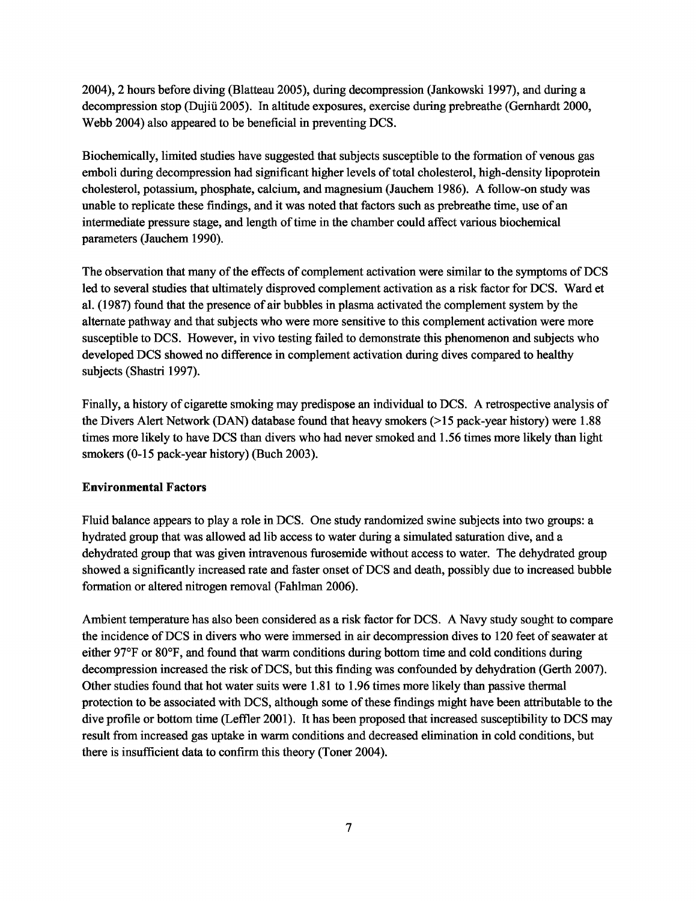2004), 2 hours before diving (Blatteau 2005), during decompression (Jankowski 1997), and during a decompression stop (Dujiü 2005). In altitude exposures, exercise during prebreathe (Gernhardt 2000, Webb 2004) also appeared to be beneficial in preventing DCS.

Biochemically, limited studies have suggested that subjects susceptible to the formation of venous gas emboli during decompression had significant higher levels of total cholesterol, high-density lipoprotein cholesterol, potassium, phosphate, calcium, and magnesium (Jauchem 1986). A follow-on study was unable to replicate these findings, and it was noted that factors such as prebreathe time, use of an intermediate pressure stage, and length of time in the chamber could affect various biochemical parameters (Jauchem 1990).

The observation that many of the effects of complement activation were similar to the symptoms of DCS led to several studies that ultimately disproved complement activation as a risk factor for DCS. Ward et al. (1987) found that the presence of air bubbles in plasma activated the complement system by the alternate pathway and that subjects who were more sensitive to this complement activation were more susceptible to DCS. However, in vivo testing failed to demonstrate this phenomenon and subjects who developed DCS showed no difference in complement activation during dives compared to healthy subjects (Shastri 1997).

Finally, a history of cigarette smoking may predispose an individual to DCS. A retrospective analysis of the Divers Alert Network (DAN) database found that heavy smokers (>15 pack-year history) were 1.88 times more likely to have DCS than divers who had never smoked and 1.56 times more likely than light smokers (0-15 pack-year history) (Buch 2003).

**Environmental Factors**

Fluid balance appears to play a role in DCS. One study randomized swine subjects into two groups: a hydrated group that was allowed ad lib access to water during a simulated saturation dive, and a dehydrated group that was given intravenous furosemide without access to water. The dehydrated group showed a significantly increased rate and faster onset of DCS and death, possibly due to increased bubble formation or altered nitrogen removal (Fahlman 2006).

Ambient temperature has also been considered as a risk factor for DCS. A Navy study sought to compare the incidence of DCS in divers who were immersed in air decompression dives to 120 feet of seawater at either 97°F or 80°F, and found that warm conditions during bottom time and cold conditions during decompression increased the risk of DCS, but this finding was confounded by dehydration (Gerth 2007). Other studies found that hot water suits were 1.81 to 1.96 times more likely than passive thermal protection to be associated with DCS, although some of these findings might have been attributable to the dive profile or bottom time (Leffler 2001). It has been proposed that increased susceptibility to DCS may result from increased gas uptake in warm conditions and decreased elimination in cold conditions, but there is insufficient data to confirm this theory (Toner 2004).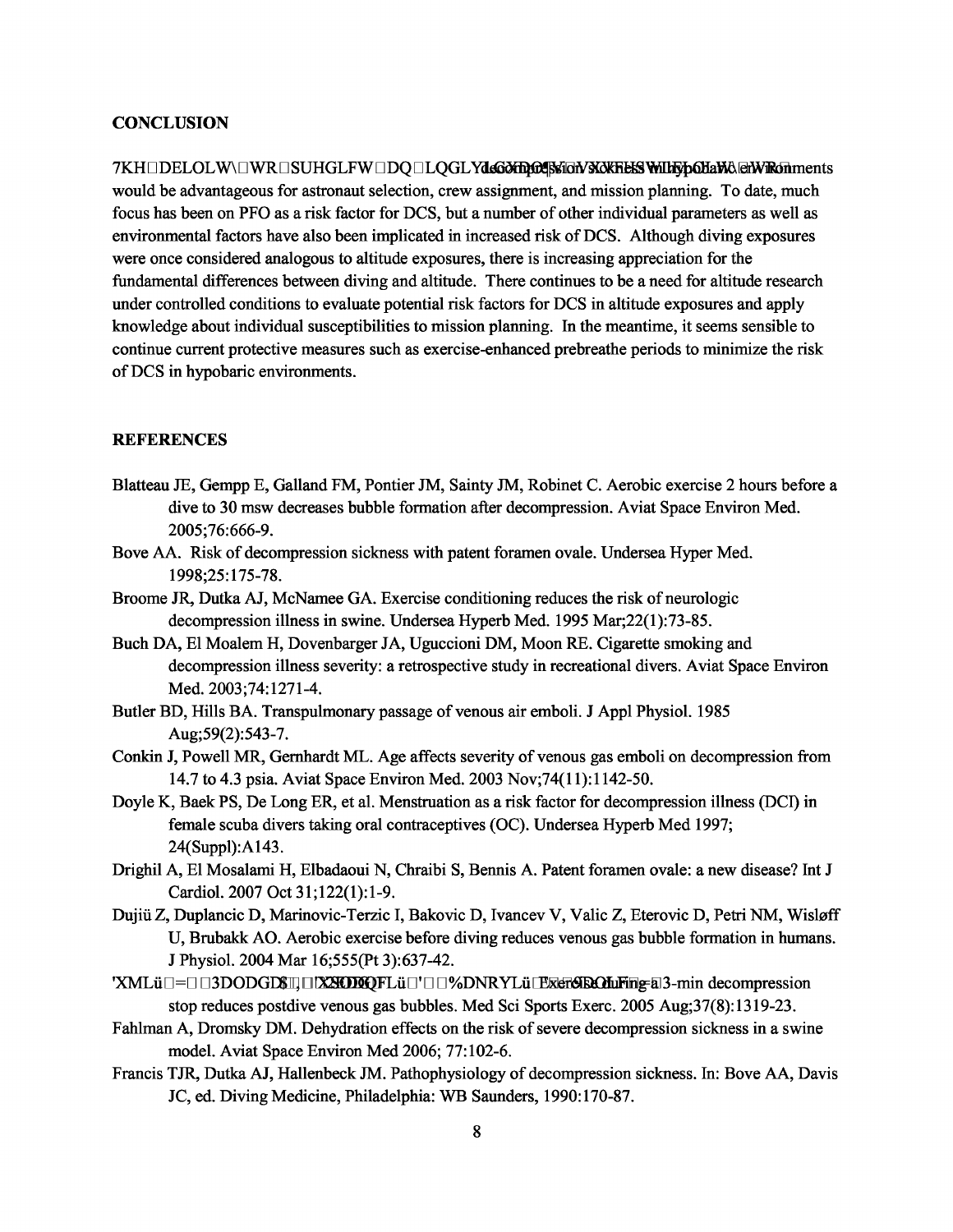**CONCLUSION**

The ability to predict an individual's risk of decompression sickness in hypobaric environments would be advantageous for astronaut selection, crew assignment, and mission planning. To date, much focus has been on PFO as a risk factor for DCS, but a number of other individual parameters as well as environmental factors have also been implicated in increased risk of DCS. Although diving exposures were once considered analogous to altitude exposures, there is increasing appreciation for the fundamental differences between diving and altitude. There continues to be a need for altitude research under controlled conditions to evaluate potential risk factors for DCS in altitude exposures and apply knowledge about individual susceptibilities to mission planning. In the meantime, it seems sensible to continue current protective measures such as exercise-enhanced prebreathe periods to minimize the risk of DCS in hypobaric environments.

**REFERENCES**

Blatteau JE, Gempp E, Galland FM, Pontier JM, Sainty JM, Robinet C. Aerobic exercise 2 hours before a dive to 30 msw decreases bubble formation after decompression. Aviat Space Environ Med. 2005;76:666-9.

Bove AA. Risk of decompression sickness with patent foramen ovale. Undersea Hyper Med. 1998;25:175-78.

Broome JR, Dutka AJ, McNamee GA. Exercise conditioning reduces the risk of neurologic decompression illness in swine. Undersea Hyperb Med. 1995 Mar;22(1):73-85.

Buch DA, El Moalem H, Dovenbarger JA, Uguccioni DM, Moon RE. Cigarette smoking and decompression illness severity: a retrospective study in recreational divers. Aviat Space Environ Med. 2003;74:1271-4.

Butler BD, Hills BA. Transpulmonary passage of venous air emboli. J Appl Physiol. 1985 Aug;59(2):543-7.

Conkin J, Powell MR, Gernhardt ML. Age affects severity of venous gas emboli on decompression from 14.7 to 4.3 psia. Aviat Space Environ Med. 2003 Nov;74(11):1142-50.

Doyle K, Baek PS, De Long ER, et al. Menstruation as a risk factor for decompression illness (DCI) in female scuba divers taking oral contraceptives (OC). Undersea Hyperb Med 1997; 24(Suppl):A143.

Drighil A, El Mosalami H, Elbadaoui N, Chraibi S, Bennis A. Patent foramen ovale: a new disease? Int J Cardiol. 2007 Oct 31;122(1):1-9.

Dujiü Z, Duplancic D, Marinovic-Terzic I, Bakovic D, Ivancev V, Valic Z, Eterovic D, Petri NM, Wisløff U, Brubakk AO. Aerobic exercise before diving reduces venous gas bubble formation in humans. J Physiol. 2004 Mar 16;555(Pt 3):637-42.

Dujić Z, Palada I, Obad A, Duplančić D, Baković D, Valic Z. Exercise during a 3-min decompression stop reduces postdive venous gas bubbles. Med Sci Sports Exerc. 2005 Aug;37(8):1319-23.

Fahlman A, Dromsky DM. Dehydration effects on the risk of severe decompression sickness in a swine model. Aviat Space Environ Med 2006; 77:102-6.

Francis TJR, Dutka AJ, Hallenbeck JM. Pathophysiology of decompression sickness. In: Bove AA, Davis JC, ed. Diving Medicine, Philadelphia: WB Saunders, 1990:170-87.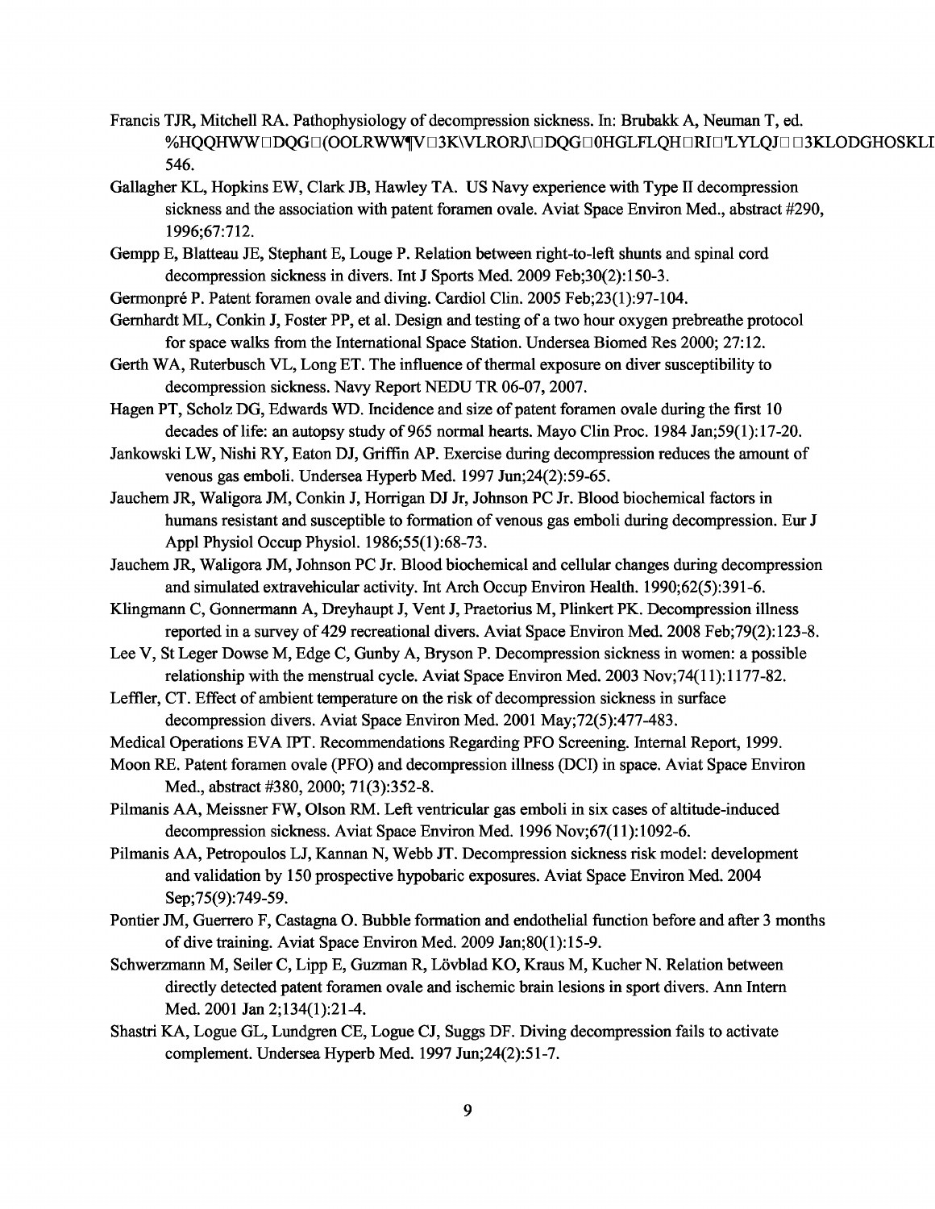Francis TJR, Mitchell RA. Pathophysiology of decompression sickness. In: Brubakk A, Neuman T, ed. Bennett and Elliott's Physiology and Medicine of Diving. Philadelphi 546.

Gallagher KL, Hopkins EW, Clark JB, Hawley TA. US Navy experience with Type II decompression sickness and the association with patent foramen ovale. Aviat Space Environ Med., abstract #290, 1996;67:712.

Gempp E, Blatteau JE, Stephant E, Louge P. Relation between right-to-left shunts and spinal cord decompression sickness in divers. Int J Sports Med. 2009 Feb;30(2):150-3.

Germonpré P. Patent foramen ovale and diving. Cardiol Clin. 2005 Feb;23(1):97-104.

Gernhardt ML, Conkin J, Foster PP, et al. Design and testing of a two hour oxygen prebreathe protocol for space walks from the International Space Station. Undersea Biomed Res 2000; 27:12.

Gerth WA, Ruterbusch VL, Long ET. The influence of thermal exposure on diver susceptibility to decompression sickness. Navy Report NEDU TR 06-07, 2007.

Hagen PT, Scholz DG, Edwards WD. Incidence and size of patent foramen ovale during the first 10 decades of life: an autopsy study of 965 normal hearts. Mayo Clin Proc. 1984 Jan;59(1):17-20.

Jankowski LW, Nishi RY, Eaton DJ, Griffin AP. Exercise during decompression reduces the amount of venous gas emboli. Undersea Hyperb Med. 1997 Jun;24(2):59-65.

Jauchem JR, Waligora JM, Conkin J, Horrigan DJ Jr, Johnson PC Jr. Blood biochemical factors in humans resistant and susceptible to formation of venous gas emboli during decompression. Eur J Appl Physiol Occup Physiol. 1986;55(1):68-73.

Jauchem JR, Waligora JM, Johnson PC Jr. Blood biochemical and cellular changes during decompression and simulated extravehicular activity. Int Arch Occup Environ Health. 1990;62(5):391-6.

Klingmann C, Gonnermann A, Dreyhaupt J, Vent J, Praetorius M, Plinkert PK. Decompression illness reported in a survey of 429 recreational divers. Aviat Space Environ Med. 2008 Feb;79(2):123-8.

Lee V, St Leger Dowse M, Edge C, Gunby A, Bryson P. Decompression sickness in women: a possible relationship with the menstrual cycle. Aviat Space Environ Med. 2003 Nov;74(11):1177-82.

Leffler, CT. Effect of ambient temperature on the risk of decompression sickness in surface decompression divers. Aviat Space Environ Med. 2001 May;72(5):477-483.

Medical Operations EVA IPT. Recommendations Regarding PFO Screening. Internal Report, 1999.

Moon RE. Patent foramen ovale (PFO) and decompression illness (DCI) in space. Aviat Space Environ Med., abstract #380, 2000; 71(3):352-8.

Pilmanis AA, Meissner FW, Olson RM. Left ventricular gas emboli in six cases of altitude-induced decompression sickness. Aviat Space Environ Med. 1996 Nov;67(11):1092-6.

Pilmanis AA, Petropoulos LJ, Kannan N, Webb JT. Decompression sickness risk model: development and validation by 150 prospective hypobaric exposures. Aviat Space Environ Med. 2004 Sep;75(9):749-59.

Pontier JM, Guerrero F, Castagna O. Bubble formation and endothelial function before and after 3 months of dive training. Aviat Space Environ Med. 2009 Jan;80(1):15-9.

Schwerzmann M, Seiler C, Lipp E, Guzman R, Lövblad KO, Kraus M, Kucher N. Relation between directly detected patent foramen ovale and ischemic brain lesions in sport divers. Ann Intern Med. 2001 Jan 2;134(1):21-4.

Shastri KA, Logue GL, Lundgren CE, Logue CJ, Suggs DF. Diving decompression fails to activate complement. Undersea Hyperb Med. 1997 Jun;24(2):51-7.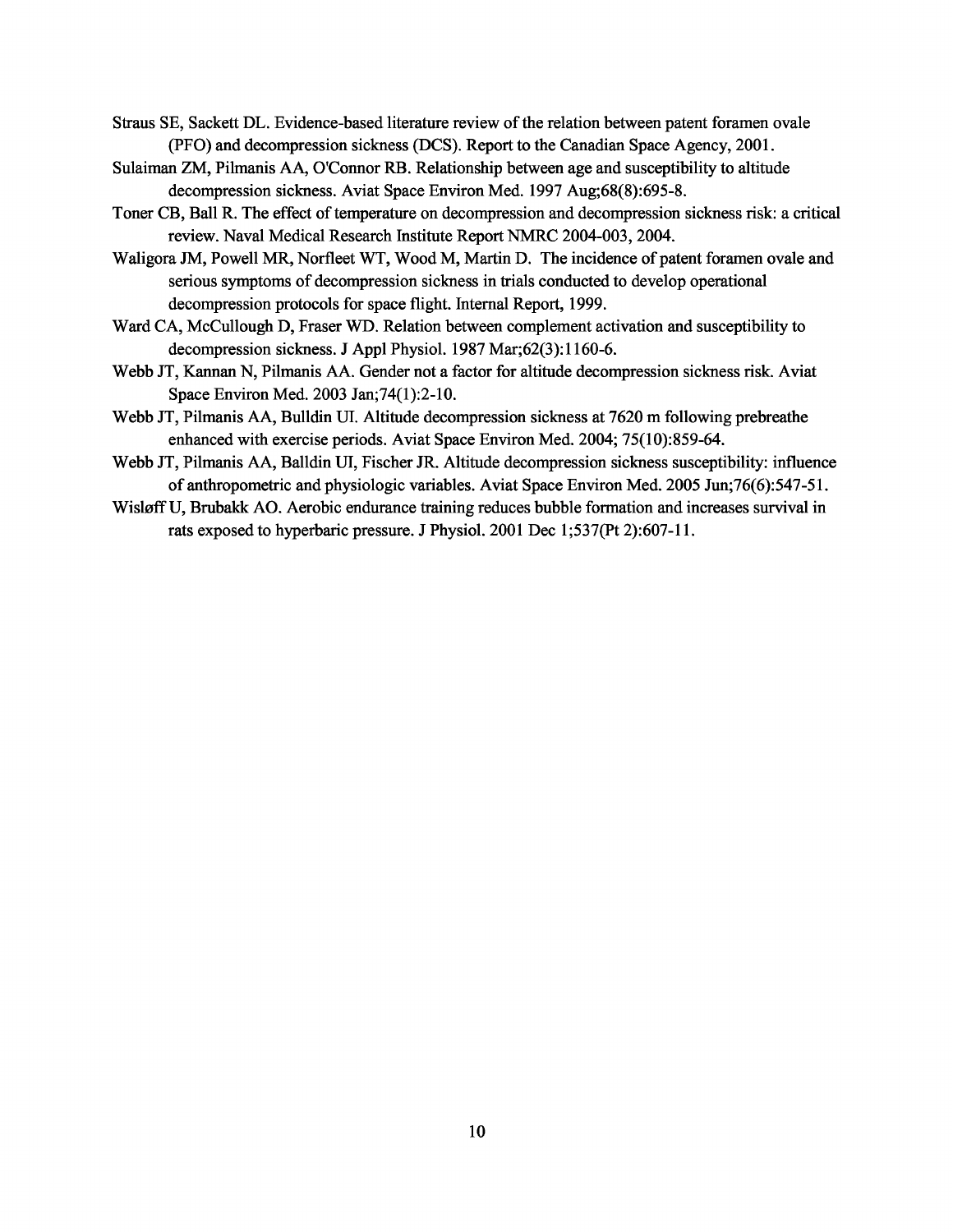Straus SE, Sackett DL. Evidence-based literature review of the relation between patent foramen ovale (PFO) and decompression sickness (DCS). Report to the Canadian Space Agency, 2001.

Sulaiman ZM, Pilmanis AA, O'Connor RB. Relationship between age and susceptibility to altitude decompression sickness. Aviat Space Environ Med. 1997 Aug;68(8):695-8.

Toner CB, Ball R. The effect of temperature on decompression and decompression sickness risk: a critical review. Naval Medical Research Institute Report NMRC 2004-003, 2004.

Waligora JM, Powell MR, Norfleet WT, Wood M, Martin D. The incidence of patent foramen ovale and serious symptoms of decompression sickness in trials conducted to develop operational decompression protocols for space flight. Internal Report, 1999.

Ward CA, McCullough D, Fraser WD. Relation between complement activation and susceptibility to decompression sickness. J Appl Physiol. 1987 Mar;62(3):1160-6.

Webb JT, Kannan N, Pilmanis AA. Gender not a factor for altitude decompression sickness risk. Aviat Space Environ Med. 2003 Jan;74(1):2-10.

Webb JT, Pilmanis AA, Bulldin UI. Altitude decompression sickness at 7620 m following prebreathe enhanced with exercise periods. Aviat Space Environ Med. 2004; 75(10):859-64.

Webb JT, Pilmanis AA, Balldin UI, Fischer JR. Altitude decompression sickness susceptibility: influence of anthropometric and physiologic variables. Aviat Space Environ Med. 2005 Jun;76(6):547-51.

Wisløff U, Brubakk AO. Aerobic endurance training reduces bubble formation and increases survival in rats exposed to hyperbaric pressure. J Physiol. 2001 Dec 1;537(Pt 2):607-11.